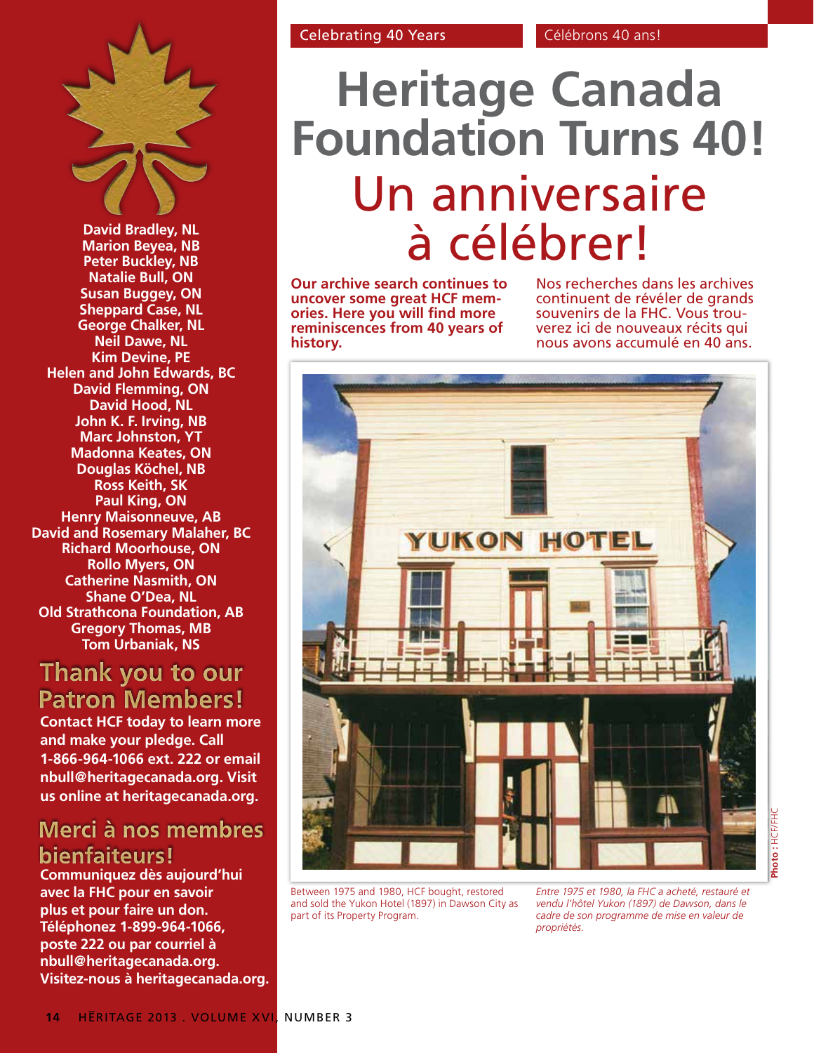Celebrating 40 Years | Célébrons 40 ans!

# Heritage Canada Foundation Turns 40!

# Un anniversaire à célébrer!

**Our archive search continues to uncover some great HCF memories. Here you will find more reminiscences from 40 years of history.**

Nos recherches dans les archives continuent de révéler de grands souvenirs de la FHC. Vous trouverez ici de nouveaux récits qui nous avons accumulé en 40 ans.

Between 1975 and 1980, HCF bought, restored and sold the Yukon Hotel (1897) in Dawson City as part of its Property Program.

*Entre 1975 et 1980, la FHC a acheté, restauré et vendu l'hôtel Yukon (1897) de Dawson, dans le cadre de son programme de mise en valeur de propriétés.*

**Photo :** HCF/FHC

**David Bradley, NL**
**Marion Beyea, NB**
**Peter Buckley, NB**
**Natalie Bull, ON**
**Susan Buggey, ON**
**Sheppard Case, NL**
**George Chalker, NL**
**Neil Dawe, NL**
**Kim Devine, PE**
**Helen and John Edwards, BC**
**David Flemming, ON**
**David Hood, NL**
**John K. F. Irving, NB**
**Marc Johnston, YT**
**Madonna Keates, ON**
**Douglas Köchel, NB**
**Ross Keith, SK**
**Paul King, ON**
**Henry Maisonneuve, AB**
**David and Rosemary Malaher, BC**
**Richard Moorhouse, ON**
**Rollo Myers, ON**
**Catherine Nasmith, ON**
**Shane O'Dea, NL**
**Old Strathcona Foundation, AB**
**Gregory Thomas, MB**
**Tom Urbaniak, NS**

## Thank you to our Patron Members!

**Contact HCF today to learn more and make your pledge. Call 1-866-964-1066 ext. 222 or email nbull@heritagecanada.org. Visit us online at heritagecanada.org.**

## Merci à nos membres bienfaiteurs!

**Communiquez dès aujourd'hui avec la FHC pour en savoir plus et pour faire un don. Téléphonez 1-899-964-1066, poste 222 ou par courriel à nbull@heritagecanada.org. Visitez-nous à heritagecanada.org.**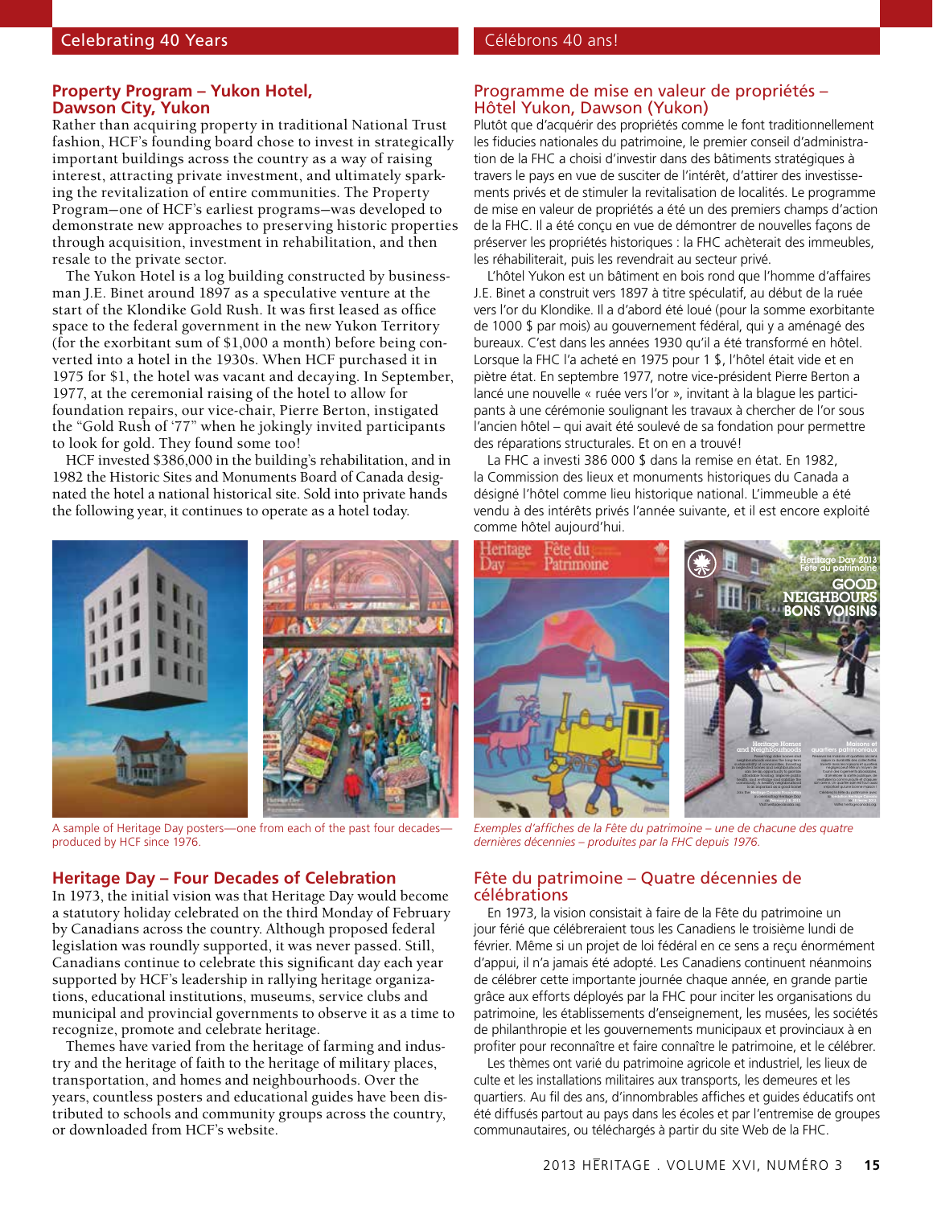## Property Program – Yukon Hotel, Dawson City, Yukon

Rather than acquiring property in traditional National Trust fashion, HCF's founding board chose to invest in strategically important buildings across the country as a way of raising interest, attracting private investment, and ultimately sparking the revitalization of entire communities. The Property Program—one of HCF's earliest programs—was developed to demonstrate new approaches to preserving historic properties through acquisition, investment in rehabilitation, and then resale to the private sector.

The Yukon Hotel is a log building constructed by businessman J.E. Binet around 1897 as a speculative venture at the start of the Klondike Gold Rush. It was first leased as office space to the federal government in the new Yukon Territory (for the exorbitant sum of $1,000 a month) before being converted into a hotel in the 1930s. When HCF purchased it in 1975 for $1, the hotel was vacant and decaying. In September, 1977, at the ceremonial raising of the hotel to allow for foundation repairs, our vice-chair, Pierre Berton, instigated the "Gold Rush of '77" when he jokingly invited participants to look for gold. They found some too!

HCF invested $386,000 in the building's rehabilitation, and in 1982 the Historic Sites and Monuments Board of Canada designated the hotel a national historical site. Sold into private hands the following year, it continues to operate as a hotel today.

A sample of Heritage Day posters—one from each of the past four decades—produced by HCF since 1976.

## Heritage Day – Four Decades of Celebration

In 1973, the initial vision was that Heritage Day would become a statutory holiday celebrated on the third Monday of February by Canadians across the country. Although proposed federal legislation was roundly supported, it was never passed. Still, Canadians continue to celebrate this significant day each year supported by HCF's leadership in rallying heritage organizations, educational institutions, museums, service clubs and municipal and provincial governments to observe it as a time to recognize, promote and celebrate heritage.

Themes have varied from the heritage of farming and industry and the heritage of faith to the heritage of military places, transportation, and homes and neighbourhoods. Over the years, countless posters and educational guides have been distributed to schools and community groups across the country, or downloaded from HCF's website.

## Programme de mise en valeur de propriétés – Hôtel Yukon, Dawson (Yukon)

Plutôt que d'acquérir des propriétés comme le font traditionnellement les fiducies nationales du patrimoine, le premier conseil d'administration de la FHC a choisi d'investir dans des bâtiments stratégiques à travers le pays en vue de susciter de l'intérêt, d'attirer des investissements privés et de stimuler la revitalisation de localités. Le programme de mise en valeur de propriétés a été un des premiers champs d'action de la FHC. Il a été conçu en vue de démontrer de nouvelles façons de préserver les propriétés historiques : la FHC achèterait des immeubles, les réhabiliterait, puis les revendrait au secteur privé.

L'hôtel Yukon est un bâtiment en bois rond que l'homme d'affaires J.E. Binet a construit vers 1897 à titre spéculatif, au début de la ruée vers l'or du Klondike. Il a d'abord été loué (pour la somme exorbitante de 1000 $ par mois) au gouvernement fédéral, qui y a aménagé des bureaux. C'est dans les années 1930 qu'il a été transformé en hôtel. Lorsque la FHC l'a acheté en 1975 pour 1 $, l'hôtel était vide et en piètre état. En septembre 1977, notre vice-président Pierre Berton a lancé une nouvelle « ruée vers l'or », invitant à la blague les participants à une cérémonie soulignant les travaux à chercher de l'or sous l'ancien hôtel – qui avait été soulevé de sa fondation pour permettre des réparations structurales. Et on en a trouvé!

La FHC a investi 386 000 $ dans la remise en état. En 1982, la Commission des lieux et monuments historiques du Canada a désigné l'hôtel comme lieu historique national. L'immeuble a été vendu à des intérêts privés l'année suivante, et il est encore exploité comme hôtel aujourd'hui.

*Exemples d'affiches de la Fête du patrimoine – une de chacune des quatre dernières décennies – produites par la FHC depuis 1976.*

## Fête du patrimoine – Quatre décennies de célébrations

En 1973, la vision consistait à faire de la Fête du patrimoine un jour férié que célébreraient tous les Canadiens le troisième lundi de février. Même si un projet de loi fédéral en ce sens a reçu énormément d'appui, il n'a jamais été adopté. Les Canadiens continuent néanmoins de célébrer cette importante journée chaque année, en grande partie grâce aux efforts déployés par la FHC pour inciter les organisations du patrimoine, les établissements d'enseignement, les musées, les sociétés de philanthropie et les gouvernements municipaux et provinciaux à en profiter pour reconnaître et faire connaître le patrimoine, et le célébrer.

Les thèmes ont varié du patrimoine agricole et industriel, les lieux de culte et les installations militaires aux transports, les demeures et les quartiers. Au fil des ans, d'innombrables affiches et guides éducatifs ont été diffusés partout au pays dans les écoles et par l'entremise de groupes communautaires, ou téléchargés à partir du site Web de la FHC.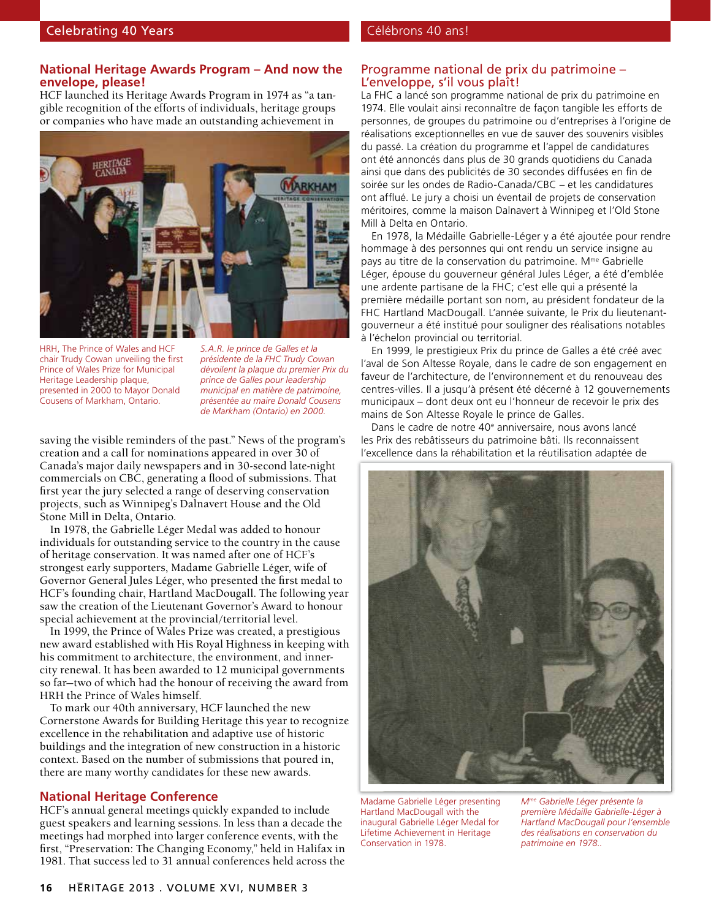## National Heritage Awards Program – And now the envelope, please!

HCF launched its Heritage Awards Program in 1974 as "a tangible recognition of the efforts of individuals, heritage groups or companies who have made an outstanding achievement in saving the visible reminders of the past." News of the program's creation and a call for nominations appeared in over 30 of Canada's major daily newspapers and in 30-second late-night commercials on CBC, generating a flood of submissions. That first year the jury selected a range of deserving conservation projects, such as Winnipeg's Dalnavert House and the Old Stone Mill in Delta, Ontario.

In 1978, the Gabrielle Léger Medal was added to honour individuals for outstanding service to the country in the cause of heritage conservation. It was named after one of HCF's strongest early supporters, Madame Gabrielle Léger, wife of Governor General Jules Léger, who presented the first medal to HCF's founding chair, Hartland MacDougall. The following year saw the creation of the Lieutenant Governor's Award to honour special achievement at the provincial/territorial level.

In 1999, the Prince of Wales Prize was created, a prestigious new award established with His Royal Highness in keeping with his commitment to architecture, the environment, and inner-city renewal. It has been awarded to 12 municipal governments so far–two of which had the honour of receiving the award from HRH the Prince of Wales himself.

To mark our 40th anniversary, HCF launched the new Cornerstone Awards for Building Heritage this year to recognize excellence in the rehabilitation and adaptive use of historic buildings and the integration of new construction in a historic context. Based on the number of submissions that poured in, there are many worthy candidates for these new awards.

HRH, The Prince of Wales and HCF chair Trudy Cowan unveiling the first Prince of Wales Prize for Municipal Heritage Leadership plaque, presented in 2000 to Mayor Donald Cousens of Markham, Ontario.

*S.A.R. le prince de Galles et la présidente de la FHC Trudy Cowan dévoilent la plaque du premier Prix du prince de Galles pour leadership municipal en matière de patrimoine, présentée au maire Donald Cousens de Markham (Ontario) en 2000.*

## National Heritage Conference

HCF's annual general meetings quickly expanded to include guest speakers and learning sessions. In less than a decade the meetings had morphed into larger conference events, with the first, "Preservation: The Changing Economy," held in Halifax in 1981. That success led to 31 annual conferences held across the

## Programme national de prix du patrimoine – L'enveloppe, s'il vous plaît!

La FHC a lancé son programme national de prix du patrimoine en 1974. Elle voulait ainsi reconnaître de façon tangible les efforts de personnes, de groupes du patrimoine ou d'entreprises à l'origine de réalisations exceptionnelles en vue de sauver des souvenirs visibles du passé. La création du programme et l'appel de candidatures ont été annoncés dans plus de 30 grands quotidiens du Canada ainsi que dans des publicités de 30 secondes diffusées en fin de soirée sur les ondes de Radio-Canada/CBC – et les candidatures ont afflué. Le jury a choisi un éventail de projets de conservation méritoires, comme la maison Dalnavert à Winnipeg et l'Old Stone Mill à Delta en Ontario.

En 1978, la Médaille Gabrielle-Léger y a été ajoutée pour rendre hommage à des personnes qui ont rendu un service insigne au pays au titre de la conservation du patrimoine. M^me^ Gabrielle Léger, épouse du gouverneur général Jules Léger, a été d'emblée une ardente partisane de la FHC; c'est elle qui a présenté la première médaille portant son nom, au président fondateur de la FHC Hartland MacDougall. L'année suivante, le Prix du lieutenant-gouverneur a été institué pour souligner des réalisations notables à l'échelon provincial ou territorial.

En 1999, le prestigieux Prix du prince de Galles a été créé avec l'aval de Son Altesse Royale, dans le cadre de son engagement en faveur de l'architecture, de l'environnement et du renouveau des centres-villes. Il a jusqu'à présent été décerné à 12 gouvernements municipaux – dont deux ont eu l'honneur de recevoir le prix des mains de Son Altesse Royale le prince de Galles.

Dans le cadre de notre 40^e^ anniversaire, nous avons lancé les Prix des rebâtisseurs du patrimoine bâti. Ils reconnaissent l'excellence dans la réhabilitation et la réutilisation adaptée de

Madame Gabrielle Léger presenting Hartland MacDougall with the inaugural Gabrielle Léger Medal for Lifetime Achievement in Heritage Conservation in 1978.

*M^me^ Gabrielle Léger présente la première Médaille Gabrielle-Léger à Hartland MacDougall pour l'ensemble des réalisations en conservation du patrimoine en 1978..*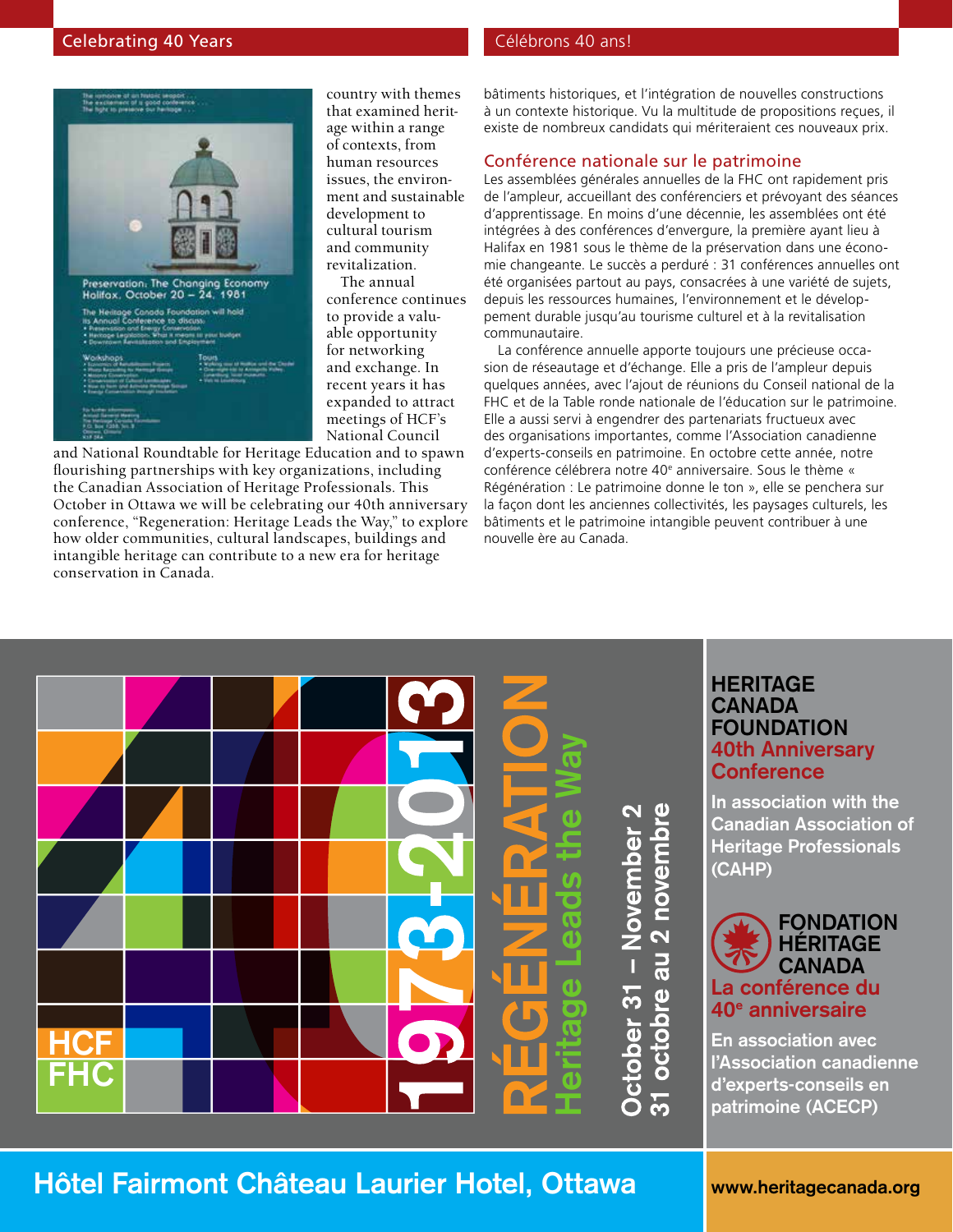country with themes that examined heritage within a range of contexts, from human resources issues, the environment and sustainable development to cultural tourism and community revitalization.

The annual conference continues to provide a valuable opportunity for networking and exchange. In recent years it has expanded to attract meetings of HCF's National Council and National Roundtable for Heritage Education and to spawn flourishing partnerships with key organizations, including the Canadian Association of Heritage Professionals. This October in Ottawa we will be celebrating our 40th anniversary conference, "Regeneration: Heritage Leads the Way," to explore how older communities, cultural landscapes, buildings and intangible heritage can contribute to a new era for heritage conservation in Canada.

bâtiments historiques, et l'intégration de nouvelles constructions à un contexte historique. Vu la multitude de propositions reçues, il existe de nombreux candidats qui mériteraient ces nouveaux prix.

## Conférence nationale sur le patrimoine

Les assemblées générales annuelles de la FHC ont rapidement pris de l'ampleur, accueillant des conférenciers et prévoyant des séances d'apprentissage. En moins d'une décennie, les assemblées ont été intégrées à des conférences d'envergure, la première ayant lieu à Halifax en 1981 sous le thème de la préservation dans une économie changeante. Le succès a perduré : 31 conférences annuelles ont été organisées partout au pays, consacrées à une variété de sujets, depuis les ressources humaines, l'environnement et le développement durable jusqu'au tourisme culturel et à la revitalisation communautaire.

La conférence annuelle apporte toujours une précieuse occasion de réseautage et d'échange. Elle a pris de l'ampleur depuis quelques années, avec l'ajout de réunions du Conseil national de la FHC et de la Table ronde nationale de l'éducation sur le patrimoine. Elle a aussi servi à engendrer des partenariats fructueux avec des organisations importantes, comme l'Association canadienne d'experts-conseils en patrimoine. En octobre cette année, notre conférence célébrera notre 40e anniversaire. Sous le thème « Régénération : Le patrimoine donne le ton », elle se penchera sur la façon dont les anciennes collectivités, les paysages culturels, les bâtiments et le patrimoine intangible peuvent contribuer à une nouvelle ère au Canada.

HCF
FHC
1973-2013

RÉGÉNÉRATION
Heritage Leads the Way

October 31 – November 2
31 octobre au 2 novembre

**HERITAGE CANADA FOUNDATION**
**40th Anniversary Conference**

In association with the Canadian Association of Heritage Professionals (CAHP)

**FONDATION HÉRITAGE CANADA**
**La conférence du 40e anniversaire**

En association avec l'Association canadienne d'experts-conseils en patrimoine (ACECP)

**Hôtel Fairmont Château Laurier Hotel, Ottawa**

www.heritagecanada.org